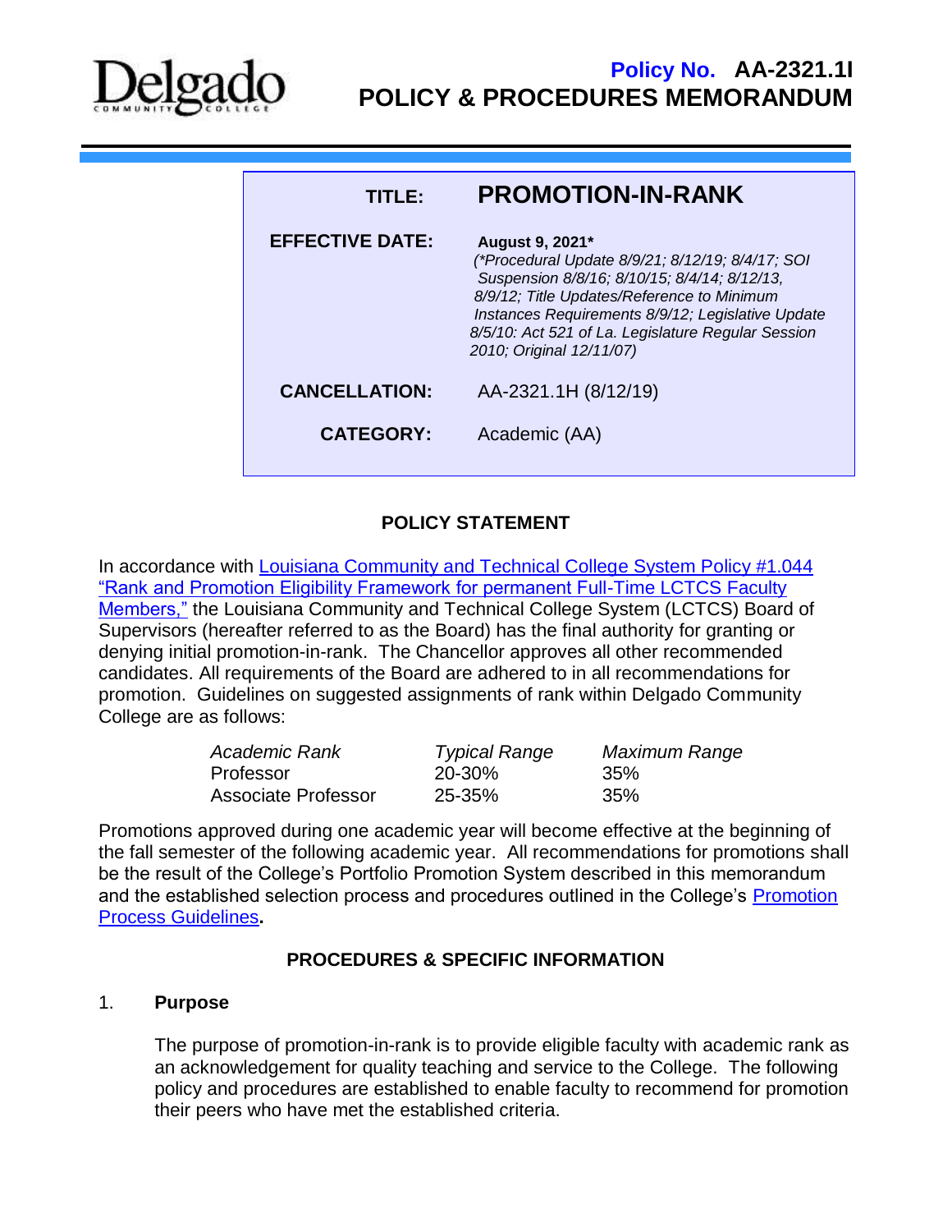**Policy No. AA-2321.1I**

# POLICY & PROCEDURES MEMORANDUM

| | |
|---|---|
| **TITLE:** | **PROMOTION-IN-RANK** |
| **EFFECTIVE DATE:** | **August 9, 2021*** *(*Procedural Update 8/9/21; 8/12/19; 8/4/17; SOI Suspension 8/8/16; 8/10/15; 8/4/14; 8/12/13, 8/9/12; Title Updates/Reference to Minimum Instances Requirements 8/9/12; Legislative Update 8/5/10: Act 521 of La. Legislature Regular Session 2010; Original 12/11/07)* |
| **CANCELLATION:** | AA-2321.1H (8/12/19) |
| **CATEGORY:** | Academic (AA) |

## POLICY STATEMENT

In accordance with Louisiana Community and Technical College System Policy #1.044 "Rank and Promotion Eligibility Framework for permanent Full-Time LCTCS Faculty Members," the Louisiana Community and Technical College System (LCTCS) Board of Supervisors (hereafter referred to as the Board) has the final authority for granting or denying initial promotion-in-rank. The Chancellor approves all other recommended candidates. All requirements of the Board are adhered to in all recommendations for promotion. Guidelines on suggested assignments of rank within Delgado Community College are as follows:

| *Academic Rank* | *Typical Range* | *Maximum Range* |
|---|---|---|
| Professor | 20-30% | 35% |
| Associate Professor | 25-35% | 35% |

Promotions approved during one academic year will become effective at the beginning of the fall semester of the following academic year. All recommendations for promotions shall be the result of the College's Portfolio Promotion System described in this memorandum and the established selection process and procedures outlined in the College's Promotion Process Guidelines**.**

## PROCEDURES & SPECIFIC INFORMATION

### 1. Purpose

The purpose of promotion-in-rank is to provide eligible faculty with academic rank as an acknowledgement for quality teaching and service to the College. The following policy and procedures are established to enable faculty to recommend for promotion their peers who have met the established criteria.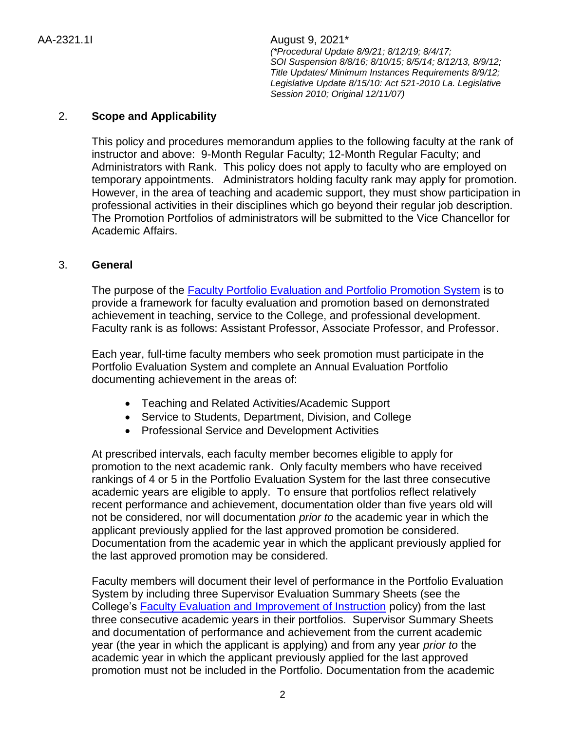AA-2321.1I August 9, 2021*
*(\*Procedural Update 8/9/21; 8/12/19; 8/4/17; SOI Suspension 8/8/16; 8/10/15; 8/5/14; 8/12/13, 8/9/12; Title Updates/ Minimum Instances Requirements 8/9/12; Legislative Update 8/15/10: Act 521-2010 La. Legislative Session 2010; Original 12/11/07)*

## 2. Scope and Applicability

This policy and procedures memorandum applies to the following faculty at the rank of instructor and above: 9-Month Regular Faculty; 12-Month Regular Faculty; and Administrators with Rank. This policy does not apply to faculty who are employed on temporary appointments. Administrators holding faculty rank may apply for promotion. However, in the area of teaching and academic support, they must show participation in professional activities in their disciplines which go beyond their regular job description. The Promotion Portfolios of administrators will be submitted to the Vice Chancellor for Academic Affairs.

## 3. General

The purpose of the Faculty Portfolio Evaluation and Portfolio Promotion System is to provide a framework for faculty evaluation and promotion based on demonstrated achievement in teaching, service to the College, and professional development. Faculty rank is as follows: Assistant Professor, Associate Professor, and Professor.

Each year, full-time faculty members who seek promotion must participate in the Portfolio Evaluation System and complete an Annual Evaluation Portfolio documenting achievement in the areas of:

- Teaching and Related Activities/Academic Support
- Service to Students, Department, Division, and College
- Professional Service and Development Activities

At prescribed intervals, each faculty member becomes eligible to apply for promotion to the next academic rank. Only faculty members who have received rankings of 4 or 5 in the Portfolio Evaluation System for the last three consecutive academic years are eligible to apply. To ensure that portfolios reflect relatively recent performance and achievement, documentation older than five years old will not be considered, nor will documentation *prior to* the academic year in which the applicant previously applied for the last approved promotion be considered. Documentation from the academic year in which the applicant previously applied for the last approved promotion may be considered.

Faculty members will document their level of performance in the Portfolio Evaluation System by including three Supervisor Evaluation Summary Sheets (see the College's Faculty Evaluation and Improvement of Instruction policy) from the last three consecutive academic years in their portfolios. Supervisor Summary Sheets and documentation of performance and achievement from the current academic year (the year in which the applicant is applying) and from any year *prior to* the academic year in which the applicant previously applied for the last approved promotion must not be included in the Portfolio. Documentation from the academic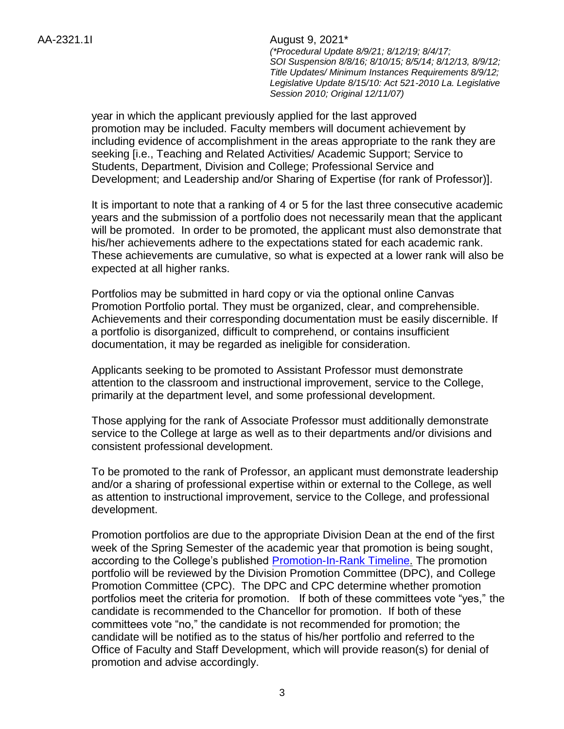year in which the applicant previously applied for the last approved promotion may be included. Faculty members will document achievement by including evidence of accomplishment in the areas appropriate to the rank they are seeking [i.e., Teaching and Related Activities/ Academic Support; Service to Students, Department, Division and College; Professional Service and Development; and Leadership and/or Sharing of Expertise (for rank of Professor)].

It is important to note that a ranking of 4 or 5 for the last three consecutive academic years and the submission of a portfolio does not necessarily mean that the applicant will be promoted. In order to be promoted, the applicant must also demonstrate that his/her achievements adhere to the expectations stated for each academic rank. These achievements are cumulative, so what is expected at a lower rank will also be expected at all higher ranks.

Portfolios may be submitted in hard copy or via the optional online Canvas Promotion Portfolio portal. They must be organized, clear, and comprehensible. Achievements and their corresponding documentation must be easily discernible. If a portfolio is disorganized, difficult to comprehend, or contains insufficient documentation, it may be regarded as ineligible for consideration.

Applicants seeking to be promoted to Assistant Professor must demonstrate attention to the classroom and instructional improvement, service to the College, primarily at the department level, and some professional development.

Those applying for the rank of Associate Professor must additionally demonstrate service to the College at large as well as to their departments and/or divisions and consistent professional development.

To be promoted to the rank of Professor, an applicant must demonstrate leadership and/or a sharing of professional expertise within or external to the College, as well as attention to instructional improvement, service to the College, and professional development.

Promotion portfolios are due to the appropriate Division Dean at the end of the first week of the Spring Semester of the academic year that promotion is being sought, according to the College's published Promotion-In-Rank Timeline. The promotion portfolio will be reviewed by the Division Promotion Committee (DPC), and College Promotion Committee (CPC). The DPC and CPC determine whether promotion portfolios meet the criteria for promotion. If both of these committees vote "yes," the candidate is recommended to the Chancellor for promotion. If both of these committees vote "no," the candidate is not recommended for promotion; the candidate will be notified as to the status of his/her portfolio and referred to the Office of Faculty and Staff Development, which will provide reason(s) for denial of promotion and advise accordingly.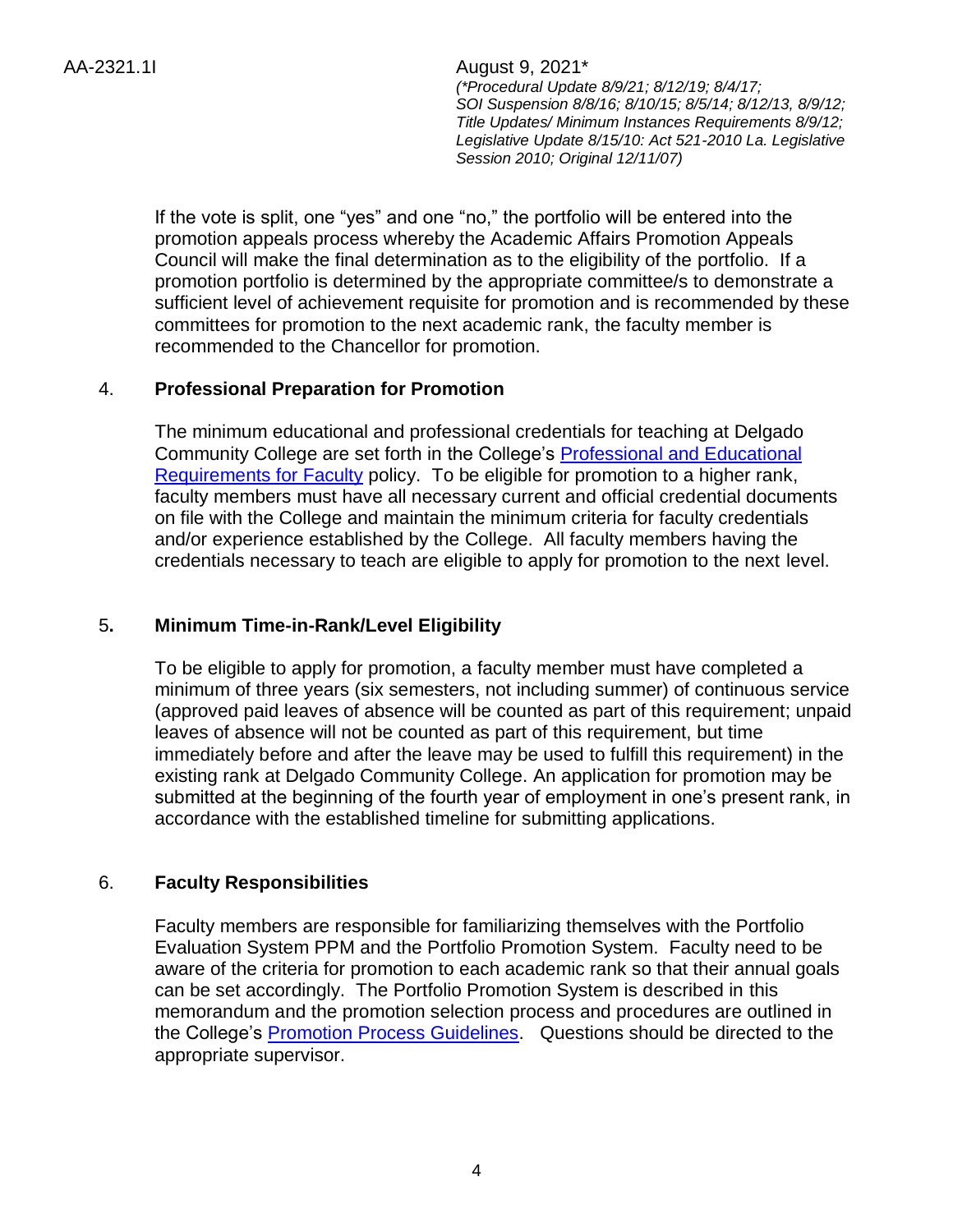If the vote is split, one "yes" and one "no," the portfolio will be entered into the promotion appeals process whereby the Academic Affairs Promotion Appeals Council will make the final determination as to the eligibility of the portfolio. If a promotion portfolio is determined by the appropriate committee/s to demonstrate a sufficient level of achievement requisite for promotion and is recommended by these committees for promotion to the next academic rank, the faculty member is recommended to the Chancellor for promotion.

## 4. Professional Preparation for Promotion

The minimum educational and professional credentials for teaching at Delgado Community College are set forth in the College's Professional and Educational Requirements for Faculty policy. To be eligible for promotion to a higher rank, faculty members must have all necessary current and official credential documents on file with the College and maintain the minimum criteria for faculty credentials and/or experience established by the College. All faculty members having the credentials necessary to teach are eligible to apply for promotion to the next level.

## 5. Minimum Time-in-Rank/Level Eligibility

To be eligible to apply for promotion, a faculty member must have completed a minimum of three years (six semesters, not including summer) of continuous service (approved paid leaves of absence will be counted as part of this requirement; unpaid leaves of absence will not be counted as part of this requirement, but time immediately before and after the leave may be used to fulfill this requirement) in the existing rank at Delgado Community College. An application for promotion may be submitted at the beginning of the fourth year of employment in one's present rank, in accordance with the established timeline for submitting applications.

## 6. Faculty Responsibilities

Faculty members are responsible for familiarizing themselves with the Portfolio Evaluation System PPM and the Portfolio Promotion System. Faculty need to be aware of the criteria for promotion to each academic rank so that their annual goals can be set accordingly. The Portfolio Promotion System is described in this memorandum and the promotion selection process and procedures are outlined in the College's Promotion Process Guidelines. Questions should be directed to the appropriate supervisor.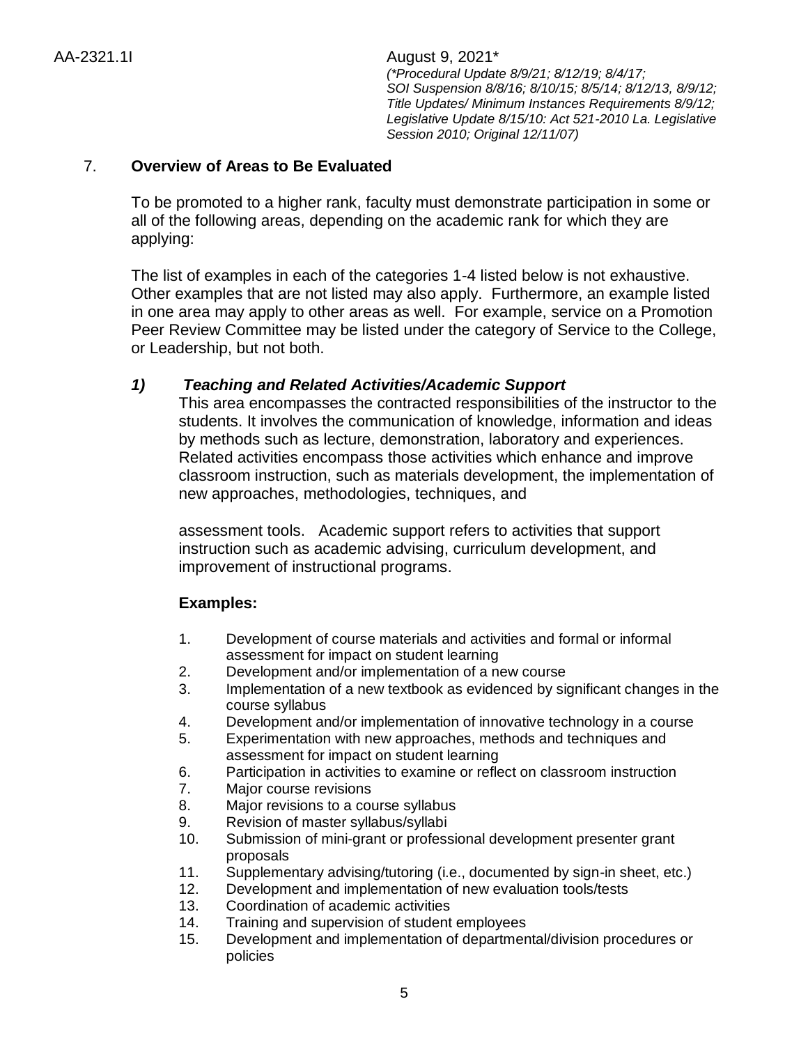AA-2321.1I

August 9, 2021*
*(\*Procedural Update 8/9/21; 8/12/19; 8/4/17; SOI Suspension 8/8/16; 8/10/15; 8/5/14; 8/12/13, 8/9/12; Title Updates/ Minimum Instances Requirements 8/9/12; Legislative Update 8/15/10: Act 521-2010 La. Legislative Session 2010; Original 12/11/07)*

## 7. **Overview of Areas to Be Evaluated**

To be promoted to a higher rank, faculty must demonstrate participation in some or all of the following areas, depending on the academic rank for which they are applying:

The list of examples in each of the categories 1-4 listed below is not exhaustive. Other examples that are not listed may also apply. Furthermore, an example listed in one area may apply to other areas as well. For example, service on a Promotion Peer Review Committee may be listed under the category of Service to the College, or Leadership, but not both.

### *1) Teaching and Related Activities/Academic Support*

This area encompasses the contracted responsibilities of the instructor to the students. It involves the communication of knowledge, information and ideas by methods such as lecture, demonstration, laboratory and experiences. Related activities encompass those activities which enhance and improve classroom instruction, such as materials development, the implementation of new approaches, methodologies, techniques, and

assessment tools. Academic support refers to activities that support instruction such as academic advising, curriculum development, and improvement of instructional programs.

**Examples:**

1. Development of course materials and activities and formal or informal assessment for impact on student learning
2. Development and/or implementation of a new course
3. Implementation of a new textbook as evidenced by significant changes in the course syllabus
4. Development and/or implementation of innovative technology in a course
5. Experimentation with new approaches, methods and techniques and assessment for impact on student learning
6. Participation in activities to examine or reflect on classroom instruction
7. Major course revisions
8. Major revisions to a course syllabus
9. Revision of master syllabus/syllabi
10. Submission of mini-grant or professional development presenter grant proposals
11. Supplementary advising/tutoring (i.e., documented by sign-in sheet, etc.)
12. Development and implementation of new evaluation tools/tests
13. Coordination of academic activities
14. Training and supervision of student employees
15. Development and implementation of departmental/division procedures or policies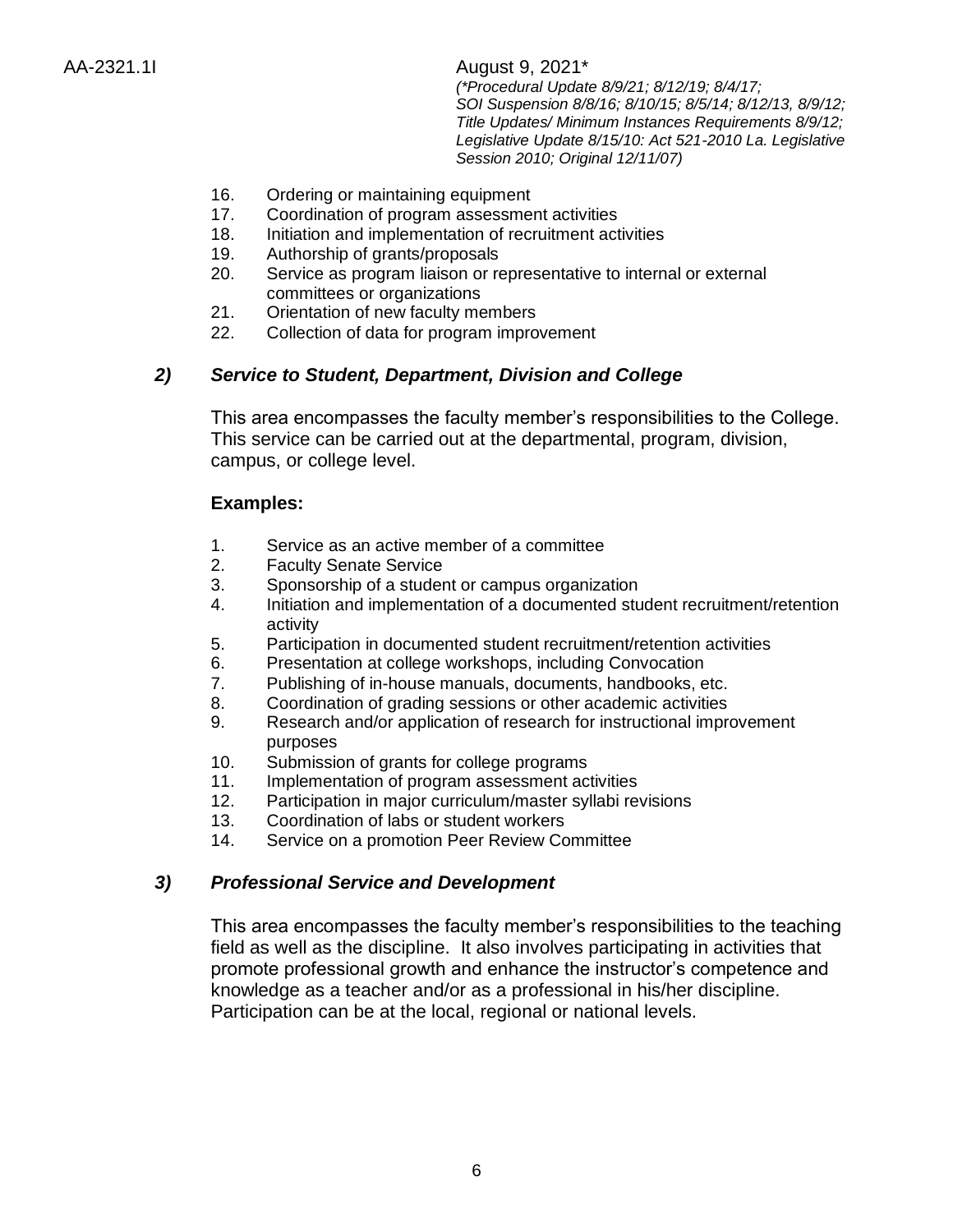16. Ordering or maintaining equipment
17. Coordination of program assessment activities
18. Initiation and implementation of recruitment activities
19. Authorship of grants/proposals
20. Service as program liaison or representative to internal or external committees or organizations
21. Orientation of new faculty members
22. Collection of data for program improvement

### *2) Service to Student, Department, Division and College*

This area encompasses the faculty member's responsibilities to the College. This service can be carried out at the departmental, program, division, campus, or college level.

**Examples:**

1. Service as an active member of a committee
2. Faculty Senate Service
3. Sponsorship of a student or campus organization
4. Initiation and implementation of a documented student recruitment/retention activity
5. Participation in documented student recruitment/retention activities
6. Presentation at college workshops, including Convocation
7. Publishing of in-house manuals, documents, handbooks, etc.
8. Coordination of grading sessions or other academic activities
9. Research and/or application of research for instructional improvement purposes
10. Submission of grants for college programs
11. Implementation of program assessment activities
12. Participation in major curriculum/master syllabi revisions
13. Coordination of labs or student workers
14. Service on a promotion Peer Review Committee

### *3) Professional Service and Development*

This area encompasses the faculty member's responsibilities to the teaching field as well as the discipline. It also involves participating in activities that promote professional growth and enhance the instructor's competence and knowledge as a teacher and/or as a professional in his/her discipline. Participation can be at the local, regional or national levels.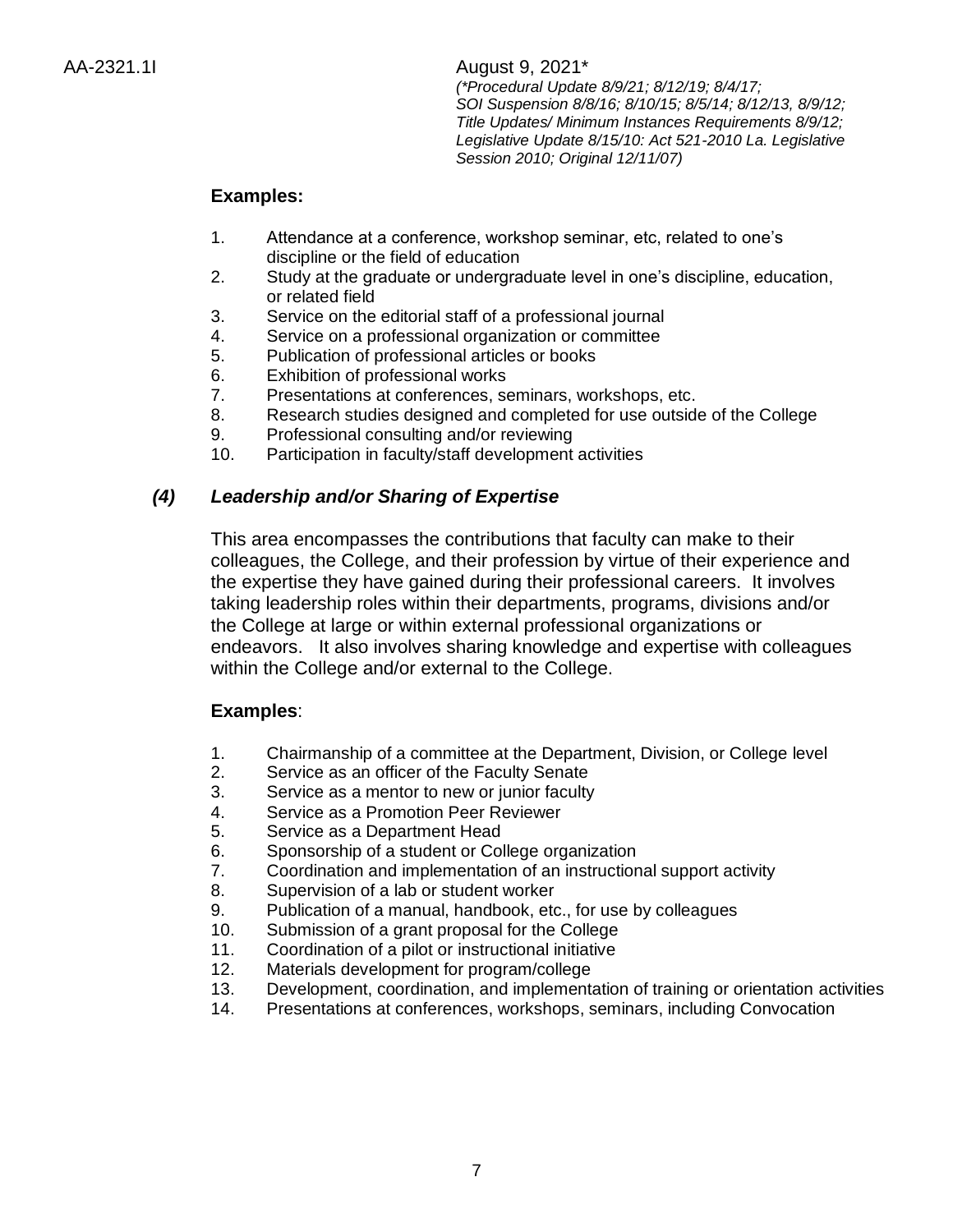**Examples:**

1. Attendance at a conference, workshop seminar, etc, related to one's discipline or the field of education
2. Study at the graduate or undergraduate level in one's discipline, education, or related field
3. Service on the editorial staff of a professional journal
4. Service on a professional organization or committee
5. Publication of professional articles or books
6. Exhibition of professional works
7. Presentations at conferences, seminars, workshops, etc.
8. Research studies designed and completed for use outside of the College
9. Professional consulting and/or reviewing
10. Participation in faculty/staff development activities

### *(4) Leadership and/or Sharing of Expertise*

This area encompasses the contributions that faculty can make to their colleagues, the College, and their profession by virtue of their experience and the expertise they have gained during their professional careers. It involves taking leadership roles within their departments, programs, divisions and/or the College at large or within external professional organizations or endeavors. It also involves sharing knowledge and expertise with colleagues within the College and/or external to the College.

**Examples**:

1. Chairmanship of a committee at the Department, Division, or College level
2. Service as an officer of the Faculty Senate
3. Service as a mentor to new or junior faculty
4. Service as a Promotion Peer Reviewer
5. Service as a Department Head
6. Sponsorship of a student or College organization
7. Coordination and implementation of an instructional support activity
8. Supervision of a lab or student worker
9. Publication of a manual, handbook, etc., for use by colleagues
10. Submission of a grant proposal for the College
11. Coordination of a pilot or instructional initiative
12. Materials development for program/college
13. Development, coordination, and implementation of training or orientation activities
14. Presentations at conferences, workshops, seminars, including Convocation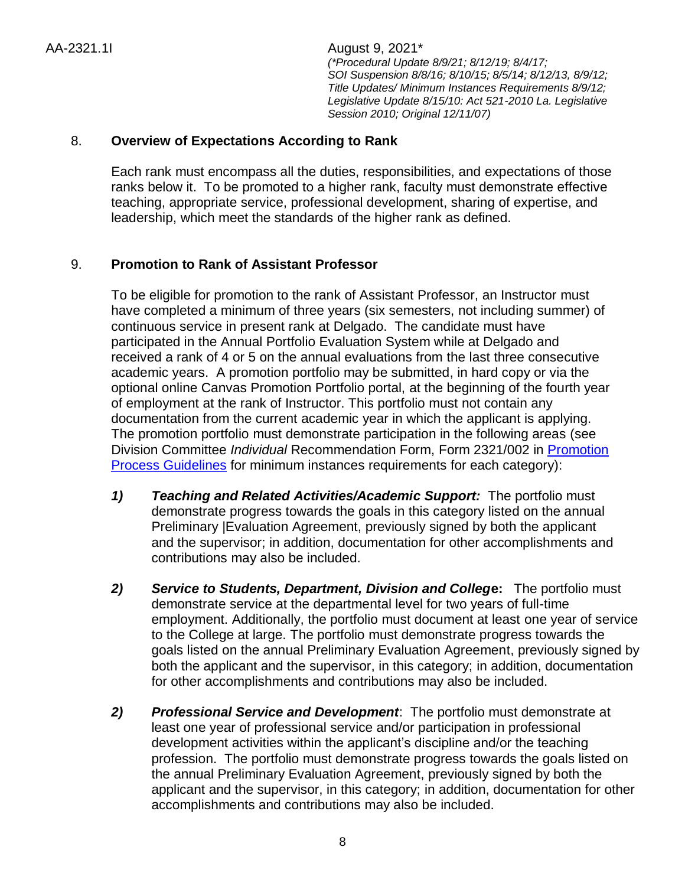## 8. **Overview of Expectations According to Rank**

Each rank must encompass all the duties, responsibilities, and expectations of those ranks below it. To be promoted to a higher rank, faculty must demonstrate effective teaching, appropriate service, professional development, sharing of expertise, and leadership, which meet the standards of the higher rank as defined.

## 9. **Promotion to Rank of Assistant Professor**

To be eligible for promotion to the rank of Assistant Professor, an Instructor must have completed a minimum of three years (six semesters, not including summer) of continuous service in present rank at Delgado. The candidate must have participated in the Annual Portfolio Evaluation System while at Delgado and received a rank of 4 or 5 on the annual evaluations from the last three consecutive academic years. A promotion portfolio may be submitted, in hard copy or via the optional online Canvas Promotion Portfolio portal, at the beginning of the fourth year of employment at the rank of Instructor. This portfolio must not contain any documentation from the current academic year in which the applicant is applying. The promotion portfolio must demonstrate participation in the following areas (see Division Committee *Individual* Recommendation Form, Form 2321/002 in Promotion Process Guidelines for minimum instances requirements for each category):

***1)*** ***Teaching and Related Activities/Academic Support:*** The portfolio must demonstrate progress towards the goals in this category listed on the annual Preliminary |Evaluation Agreement, previously signed by both the applicant and the supervisor; in addition, documentation for other accomplishments and contributions may also be included.

***2)*** ***Service to Students, Department, Division and Colleg*****e:** The portfolio must demonstrate service at the departmental level for two years of full-time employment. Additionally, the portfolio must document at least one year of service to the College at large. The portfolio must demonstrate progress towards the goals listed on the annual Preliminary Evaluation Agreement, previously signed by both the applicant and the supervisor, in this category; in addition, documentation for other accomplishments and contributions may also be included.

***2)*** ***Professional Service and Development***: The portfolio must demonstrate at least one year of professional service and/or participation in professional development activities within the applicant's discipline and/or the teaching profession. The portfolio must demonstrate progress towards the goals listed on the annual Preliminary Evaluation Agreement, previously signed by both the applicant and the supervisor, in this category; in addition, documentation for other accomplishments and contributions may also be included.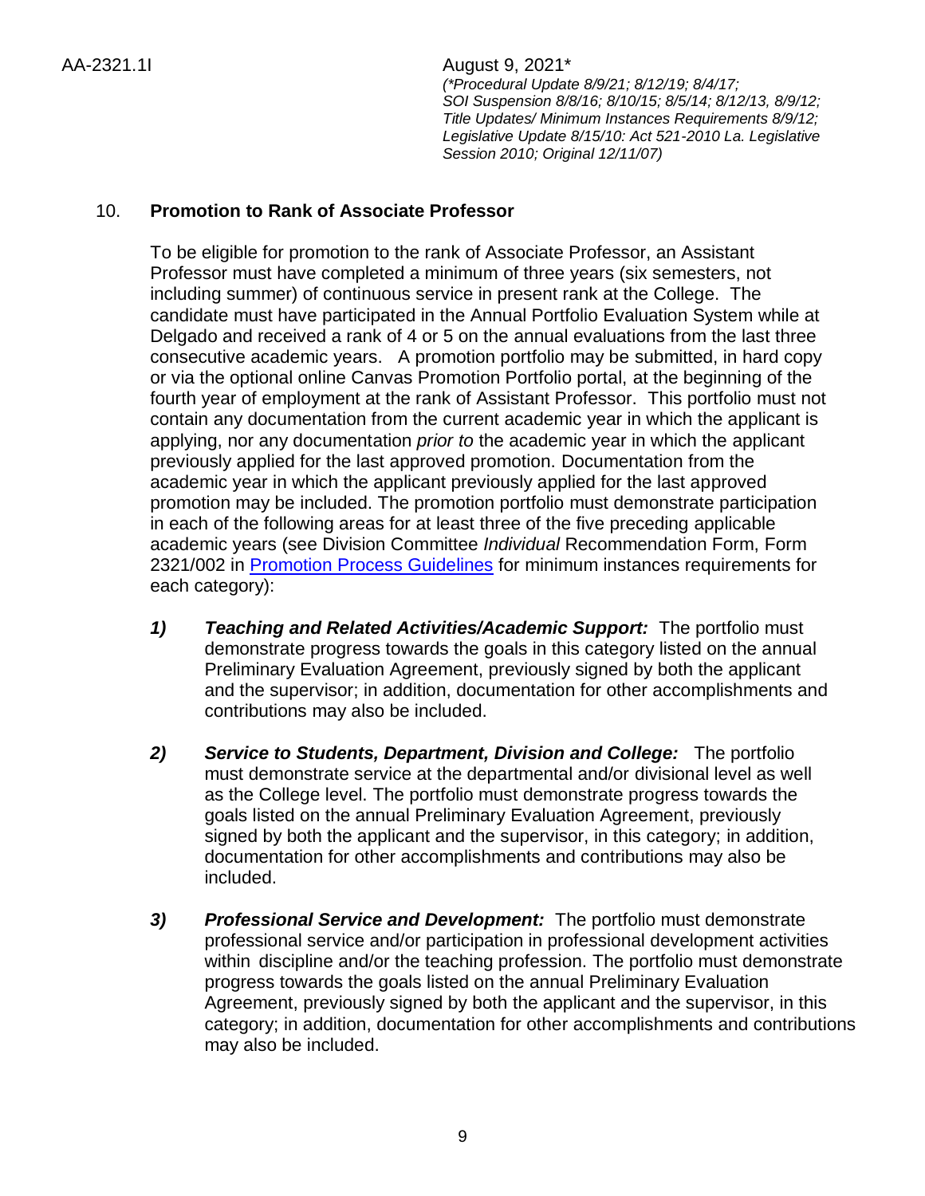## 10. **Promotion to Rank of Associate Professor**

To be eligible for promotion to the rank of Associate Professor, an Assistant Professor must have completed a minimum of three years (six semesters, not including summer) of continuous service in present rank at the College. The candidate must have participated in the Annual Portfolio Evaluation System while at Delgado and received a rank of 4 or 5 on the annual evaluations from the last three consecutive academic years. A promotion portfolio may be submitted, in hard copy or via the optional online Canvas Promotion Portfolio portal, at the beginning of the fourth year of employment at the rank of Assistant Professor. This portfolio must not contain any documentation from the current academic year in which the applicant is applying, nor any documentation *prior to* the academic year in which the applicant previously applied for the last approved promotion. Documentation from the academic year in which the applicant previously applied for the last approved promotion may be included. The promotion portfolio must demonstrate participation in each of the following areas for at least three of the five preceding applicable academic years (see Division Committee *Individual* Recommendation Form, Form 2321/002 in Promotion Process Guidelines for minimum instances requirements for each category):

***1) Teaching and Related Activities/Academic Support:*** The portfolio must demonstrate progress towards the goals in this category listed on the annual Preliminary Evaluation Agreement, previously signed by both the applicant and the supervisor; in addition, documentation for other accomplishments and contributions may also be included.

***2) Service to Students, Department, Division and College:*** The portfolio must demonstrate service at the departmental and/or divisional level as well as the College level. The portfolio must demonstrate progress towards the goals listed on the annual Preliminary Evaluation Agreement, previously signed by both the applicant and the supervisor, in this category; in addition, documentation for other accomplishments and contributions may also be included.

***3) Professional Service and Development:*** The portfolio must demonstrate professional service and/or participation in professional development activities within discipline and/or the teaching profession. The portfolio must demonstrate progress towards the goals listed on the annual Preliminary Evaluation Agreement, previously signed by both the applicant and the supervisor, in this category; in addition, documentation for other accomplishments and contributions may also be included.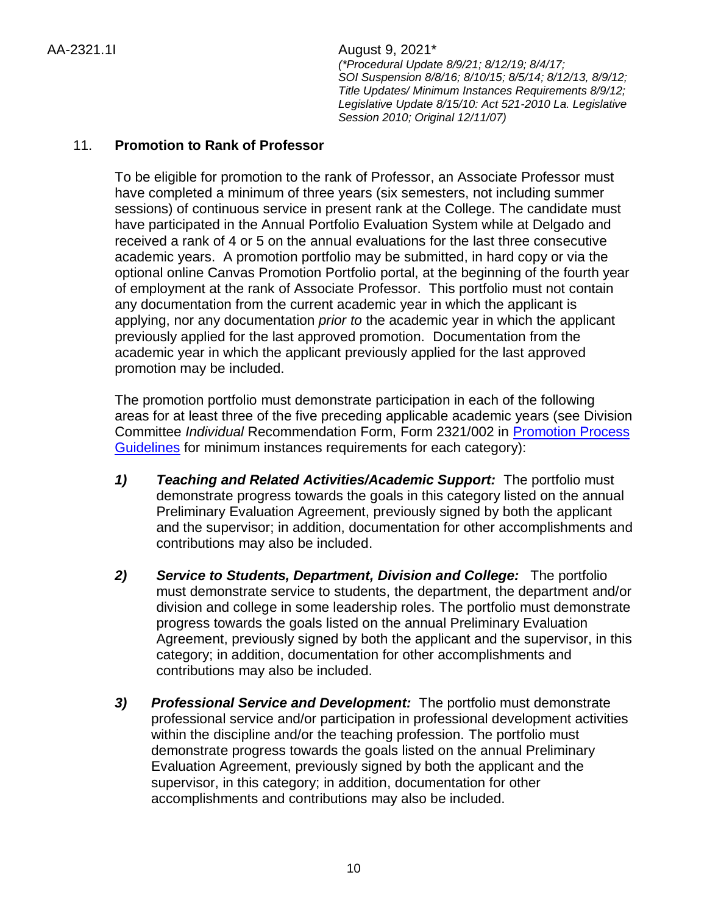## 11. **Promotion to Rank of Professor**

To be eligible for promotion to the rank of Professor, an Associate Professor must have completed a minimum of three years (six semesters, not including summer sessions) of continuous service in present rank at the College. The candidate must have participated in the Annual Portfolio Evaluation System while at Delgado and received a rank of 4 or 5 on the annual evaluations for the last three consecutive academic years. A promotion portfolio may be submitted, in hard copy or via the optional online Canvas Promotion Portfolio portal, at the beginning of the fourth year of employment at the rank of Associate Professor. This portfolio must not contain any documentation from the current academic year in which the applicant is applying, nor any documentation *prior to* the academic year in which the applicant previously applied for the last approved promotion. Documentation from the academic year in which the applicant previously applied for the last approved promotion may be included.

The promotion portfolio must demonstrate participation in each of the following areas for at least three of the five preceding applicable academic years (see Division Committee *Individual* Recommendation Form, Form 2321/002 in Promotion Process Guidelines for minimum instances requirements for each category):

1) ***Teaching and Related Activities/Academic Support:*** The portfolio must demonstrate progress towards the goals in this category listed on the annual Preliminary Evaluation Agreement, previously signed by both the applicant and the supervisor; in addition, documentation for other accomplishments and contributions may also be included.

2) ***Service to Students, Department, Division and College:*** The portfolio must demonstrate service to students, the department, the department and/or division and college in some leadership roles. The portfolio must demonstrate progress towards the goals listed on the annual Preliminary Evaluation Agreement, previously signed by both the applicant and the supervisor, in this category; in addition, documentation for other accomplishments and contributions may also be included.

3) ***Professional Service and Development:*** The portfolio must demonstrate professional service and/or participation in professional development activities within the discipline and/or the teaching profession. The portfolio must demonstrate progress towards the goals listed on the annual Preliminary Evaluation Agreement, previously signed by both the applicant and the supervisor, in this category; in addition, documentation for other accomplishments and contributions may also be included.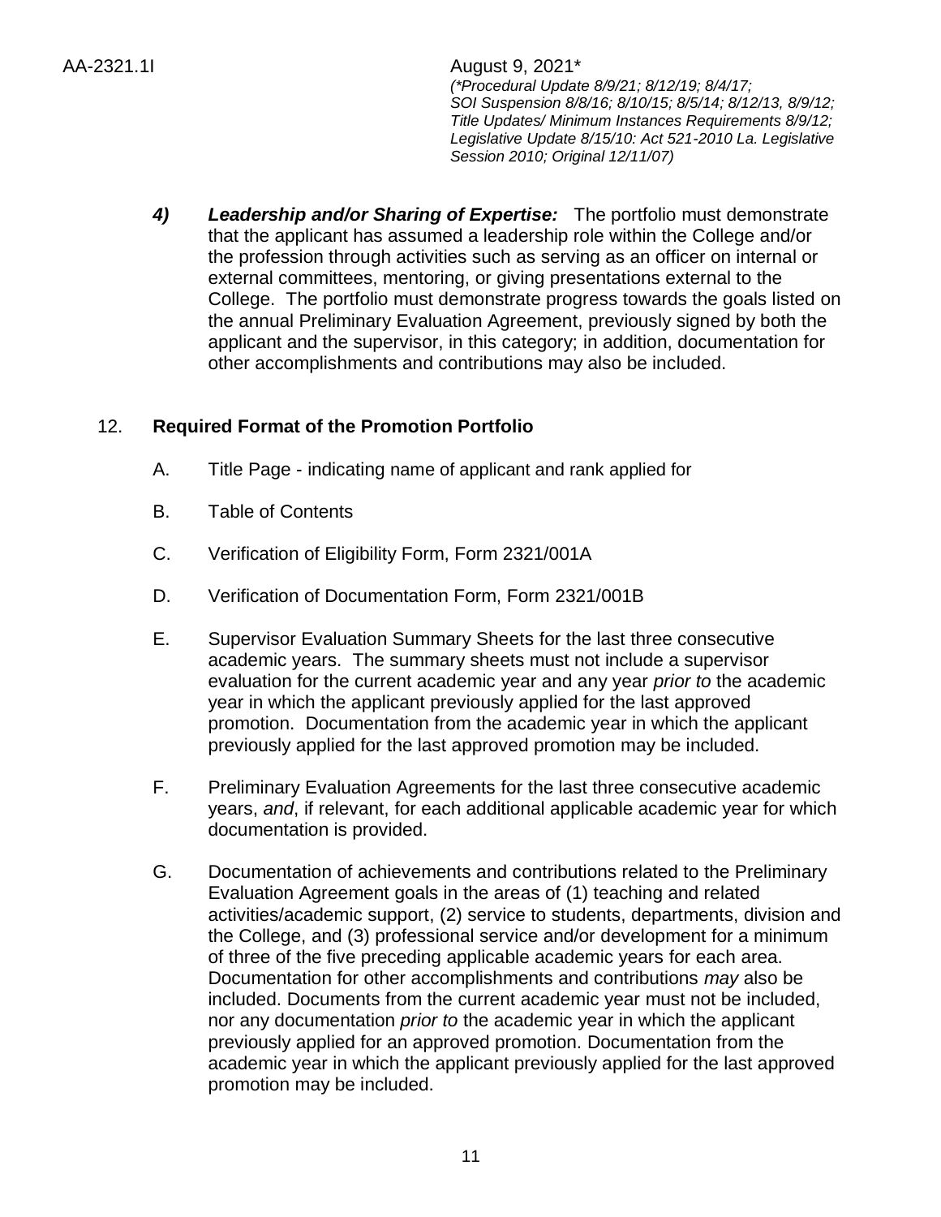4) ***Leadership and/or Sharing of Expertise:*** The portfolio must demonstrate that the applicant has assumed a leadership role within the College and/or the profession through activities such as serving as an officer on internal or external committees, mentoring, or giving presentations external to the College. The portfolio must demonstrate progress towards the goals listed on the annual Preliminary Evaluation Agreement, previously signed by both the applicant and the supervisor, in this category; in addition, documentation for other accomplishments and contributions may also be included.

## 12. **Required Format of the Promotion Portfolio**

A. Title Page - indicating name of applicant and rank applied for

B. Table of Contents

C. Verification of Eligibility Form, Form 2321/001A

D. Verification of Documentation Form, Form 2321/001B

E. Supervisor Evaluation Summary Sheets for the last three consecutive academic years. The summary sheets must not include a supervisor evaluation for the current academic year and any year *prior to* the academic year in which the applicant previously applied for the last approved promotion. Documentation from the academic year in which the applicant previously applied for the last approved promotion may be included.

F. Preliminary Evaluation Agreements for the last three consecutive academic years, *and*, if relevant, for each additional applicable academic year for which documentation is provided.

G. Documentation of achievements and contributions related to the Preliminary Evaluation Agreement goals in the areas of (1) teaching and related activities/academic support, (2) service to students, departments, division and the College, and (3) professional service and/or development for a minimum of three of the five preceding applicable academic years for each area. Documentation for other accomplishments and contributions *may* also be included. Documents from the current academic year must not be included, nor any documentation *prior to* the academic year in which the applicant previously applied for an approved promotion. Documentation from the academic year in which the applicant previously applied for the last approved promotion may be included.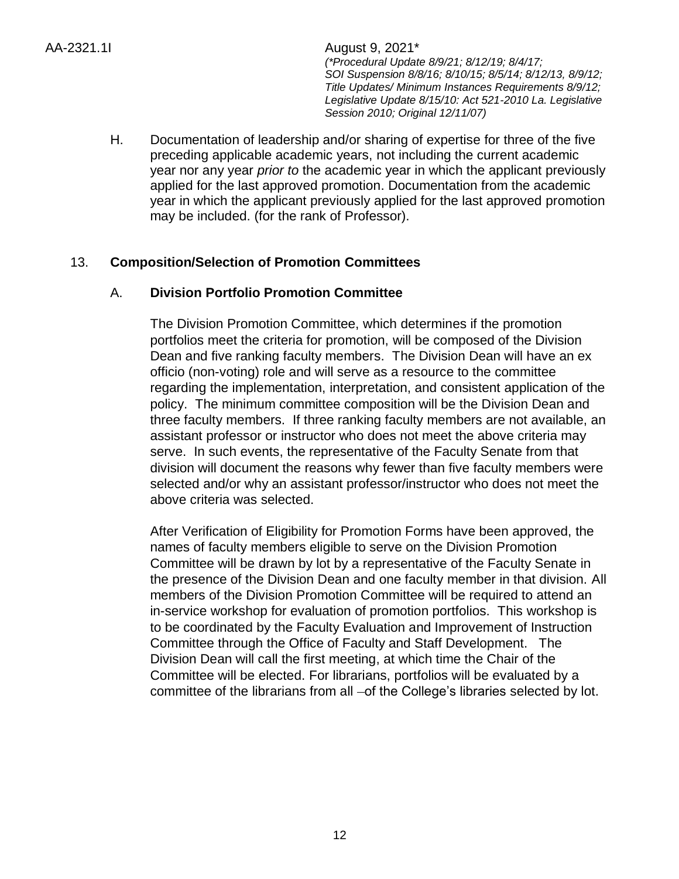H. Documentation of leadership and/or sharing of expertise for three of the five preceding applicable academic years, not including the current academic year nor any year *prior to* the academic year in which the applicant previously applied for the last approved promotion. Documentation from the academic year in which the applicant previously applied for the last approved promotion may be included. (for the rank of Professor).

## 13. Composition/Selection of Promotion Committees

### A. Division Portfolio Promotion Committee

The Division Promotion Committee, which determines if the promotion portfolios meet the criteria for promotion, will be composed of the Division Dean and five ranking faculty members. The Division Dean will have an ex officio (non-voting) role and will serve as a resource to the committee regarding the implementation, interpretation, and consistent application of the policy. The minimum committee composition will be the Division Dean and three faculty members. If three ranking faculty members are not available, an assistant professor or instructor who does not meet the above criteria may serve. In such events, the representative of the Faculty Senate from that division will document the reasons why fewer than five faculty members were selected and/or why an assistant professor/instructor who does not meet the above criteria was selected.

After Verification of Eligibility for Promotion Forms have been approved, the names of faculty members eligible to serve on the Division Promotion Committee will be drawn by lot by a representative of the Faculty Senate in the presence of the Division Dean and one faculty member in that division. All members of the Division Promotion Committee will be required to attend an in-service workshop for evaluation of promotion portfolios. This workshop is to be coordinated by the Faculty Evaluation and Improvement of Instruction Committee through the Office of Faculty and Staff Development. The Division Dean will call the first meeting, at which time the Chair of the Committee will be elected. For librarians, portfolios will be evaluated by a committee of the librarians from all –of the College's libraries selected by lot.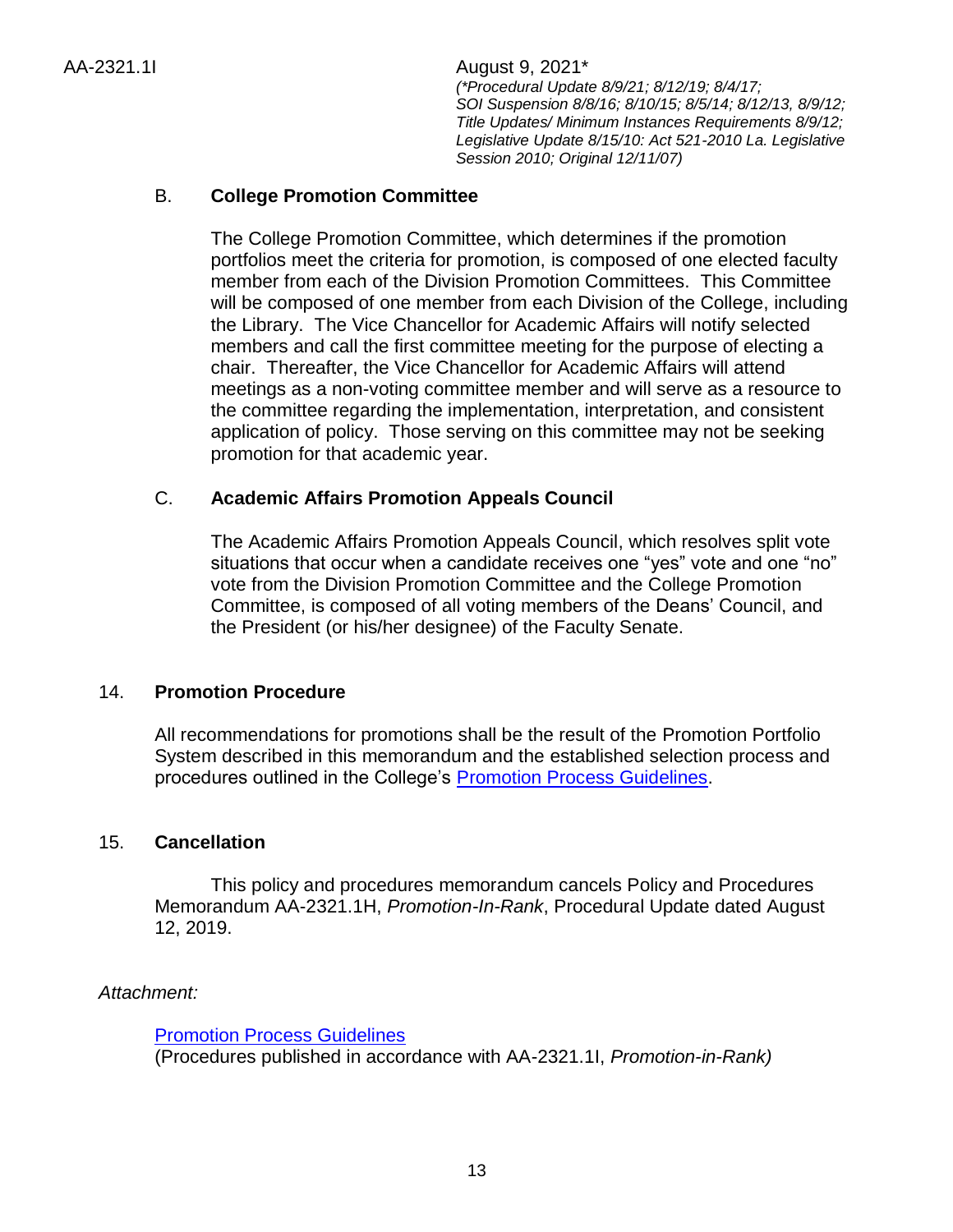B. **College Promotion Committee**

The College Promotion Committee, which determines if the promotion portfolios meet the criteria for promotion, is composed of one elected faculty member from each of the Division Promotion Committees. This Committee will be composed of one member from each Division of the College, including the Library. The Vice Chancellor for Academic Affairs will notify selected members and call the first committee meeting for the purpose of electing a chair. Thereafter, the Vice Chancellor for Academic Affairs will attend meetings as a non-voting committee member and will serve as a resource to the committee regarding the implementation, interpretation, and consistent application of policy. Those serving on this committee may not be seeking promotion for that academic year.

C. **Academic Affairs Promotion Appeals Council**

The Academic Affairs Promotion Appeals Council, which resolves split vote situations that occur when a candidate receives one "yes" vote and one "no" vote from the Division Promotion Committee and the College Promotion Committee, is composed of all voting members of the Deans' Council, and the President (or his/her designee) of the Faculty Senate.

## 14. Promotion Procedure

All recommendations for promotions shall be the result of the Promotion Portfolio System described in this memorandum and the established selection process and procedures outlined in the College's Promotion Process Guidelines.

## 15. Cancellation

This policy and procedures memorandum cancels Policy and Procedures Memorandum AA-2321.1H, *Promotion-In-Rank*, Procedural Update dated August 12, 2019.

*Attachment:*

Promotion Process Guidelines
(Procedures published in accordance with AA-2321.1I, *Promotion-in-Rank)*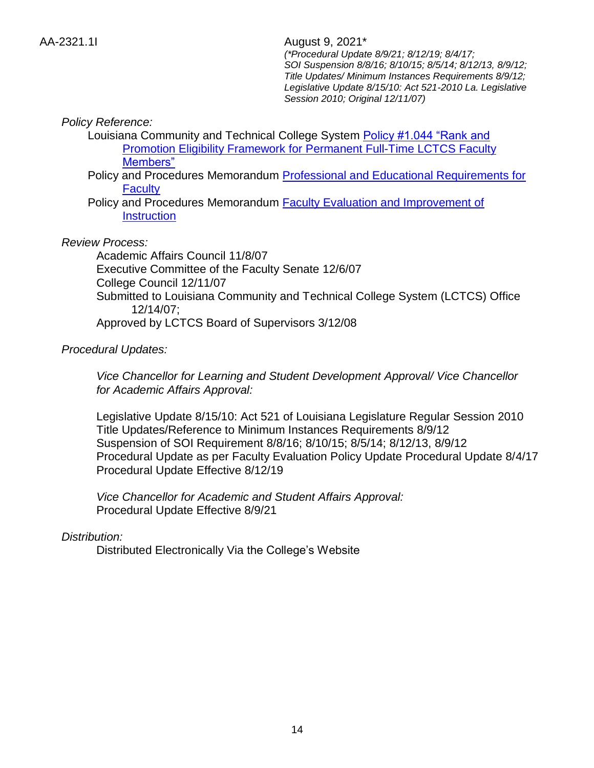AA-2321.1I

August 9, 2021*

*(\*Procedural Update 8/9/21; 8/12/19; 8/4/17; SOI Suspension 8/8/16; 8/10/15; 8/5/14; 8/12/13, 8/9/12; Title Updates/ Minimum Instances Requirements 8/9/12; Legislative Update 8/15/10: Act 521-2010 La. Legislative Session 2010; Original 12/11/07)*

*Policy Reference:*

Louisiana Community and Technical College System Policy #1.044 "Rank and Promotion Eligibility Framework for Permanent Full-Time LCTCS Faculty Members"

Policy and Procedures Memorandum Professional and Educational Requirements for Faculty

Policy and Procedures Memorandum Faculty Evaluation and Improvement of Instruction

*Review Process:*

Academic Affairs Council 11/8/07
Executive Committee of the Faculty Senate 12/6/07
College Council 12/11/07
Submitted to Louisiana Community and Technical College System (LCTCS) Office 12/14/07;
Approved by LCTCS Board of Supervisors 3/12/08

*Procedural Updates:*

*Vice Chancellor for Learning and Student Development Approval/ Vice Chancellor for Academic Affairs Approval:*

Legislative Update 8/15/10: Act 521 of Louisiana Legislature Regular Session 2010
Title Updates/Reference to Minimum Instances Requirements 8/9/12
Suspension of SOI Requirement 8/8/16; 8/10/15; 8/5/14; 8/12/13, 8/9/12
Procedural Update as per Faculty Evaluation Policy Update Procedural Update 8/4/17
Procedural Update Effective 8/12/19

*Vice Chancellor for Academic and Student Affairs Approval:*
Procedural Update Effective 8/9/21

*Distribution:*

Distributed Electronically Via the College's Website